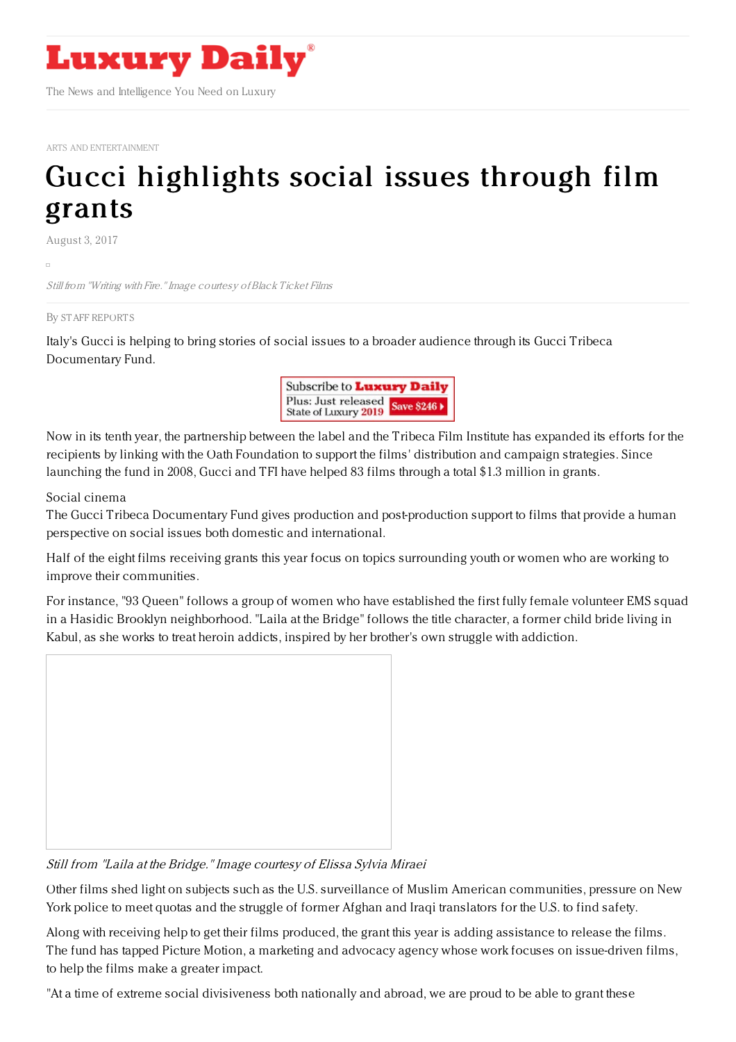# Luxury Daily

The News and Intelligence You Need on Luxury

ARTS AND ENTERTAINMENT

# Gucci highlights social issues through film grants

August 3, 2017

*Still from "Writing with Fire." Image courtesy of Black Ticket Films*

By STAFF REPORTS

Italy's Gucci is helping to bring stories of social issues to a broader audience through its Gucci Tribeca Documentary Fund.

Now in its tenth year, the partnership between the label and the Tribeca Film Institute has expanded its efforts for the recipients by linking with the Oath Foundation to support the films' distribution and campaign strategies. Since launching the fund in 2008, Gucci and TFI have helped 83 films through a total $1.3 million in grants.

## Social cinema

The Gucci Tribeca Documentary Fund gives production and post-production support to films that provide a human perspective on social issues both domestic and international.

Half of the eight films receiving grants this year focus on topics surrounding youth or women who are working to improve their communities.

For instance, "93 Queen" follows a group of women who have established the first fully female volunteer EMS squad in a Hasidic Brooklyn neighborhood. "Laila at the Bridge" follows the title character, a former child bride living in Kabul, as she works to treat heroin addicts, inspired by her brother's own struggle with addiction.

*Still from "Laila at the Bridge." Image courtesy of Elissa Sylvia Miraei*

Other films shed light on subjects such as the U.S. surveillance of Muslim American communities, pressure on New York police to meet quotas and the struggle of former Afghan and Iraqi translators for the U.S. to find safety.

Along with receiving help to get their films produced, the grant this year is adding assistance to release the films. The fund has tapped Picture Motion, a marketing and advocacy agency whose work focuses on issue-driven films, to help the films make a greater impact.

"At a time of extreme social divisiveness both nationally and abroad, we are proud to be able to grant these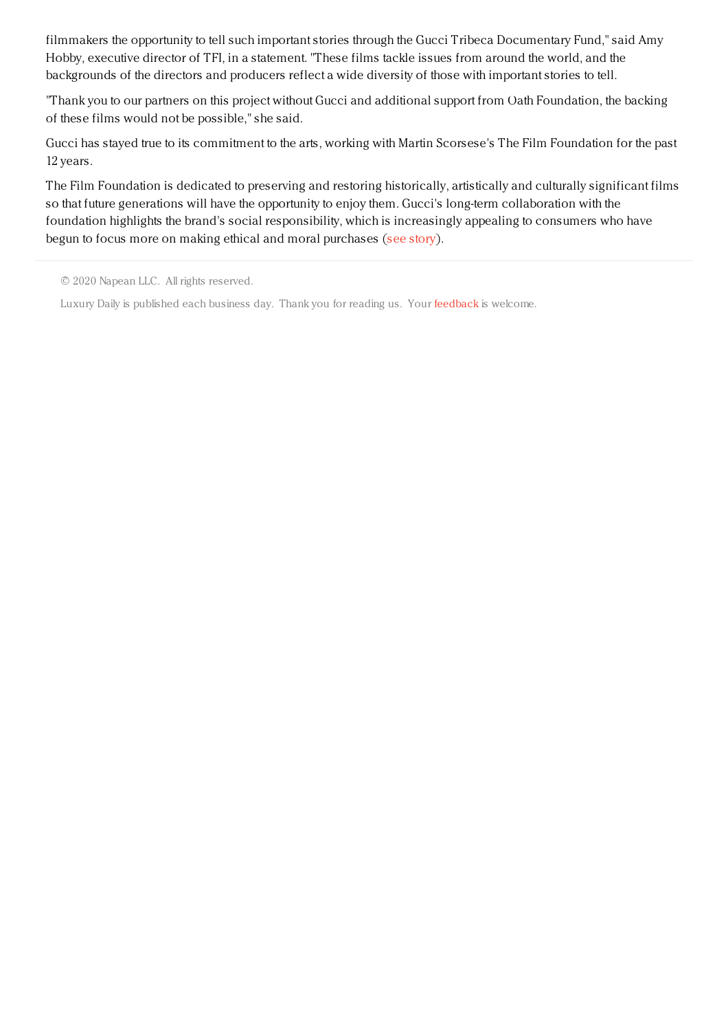filmmakers the opportunity to tell such important stories through the Gucci Tribeca Documentary Fund," said Amy Hobby, executive director of TFI, in a statement. "These films tackle issues from around the world, and the backgrounds of the directors and producers reflect a wide diversity of those with important stories to tell.

"Thank you to our partners on this project without Gucci and additional support from Oath Foundation, the backing of these films would not be possible," she said.

Gucci has stayed true to its commitment to the arts, working with Martin Scorsese's The Film Foundation for the past 12 years.

The Film Foundation is dedicated to preserving and restoring historically, artistically and culturally significant films so that future generations will have the opportunity to enjoy them. Gucci's long-term collaboration with the foundation highlights the brand's social responsibility, which is increasingly appealing to consumers who have begun to focus more on making ethical and moral purchases (see story).

© 2020 Napean LLC. All rights reserved.

Luxury Daily is published each business day. Thank you for reading us. Your feedback is welcome.